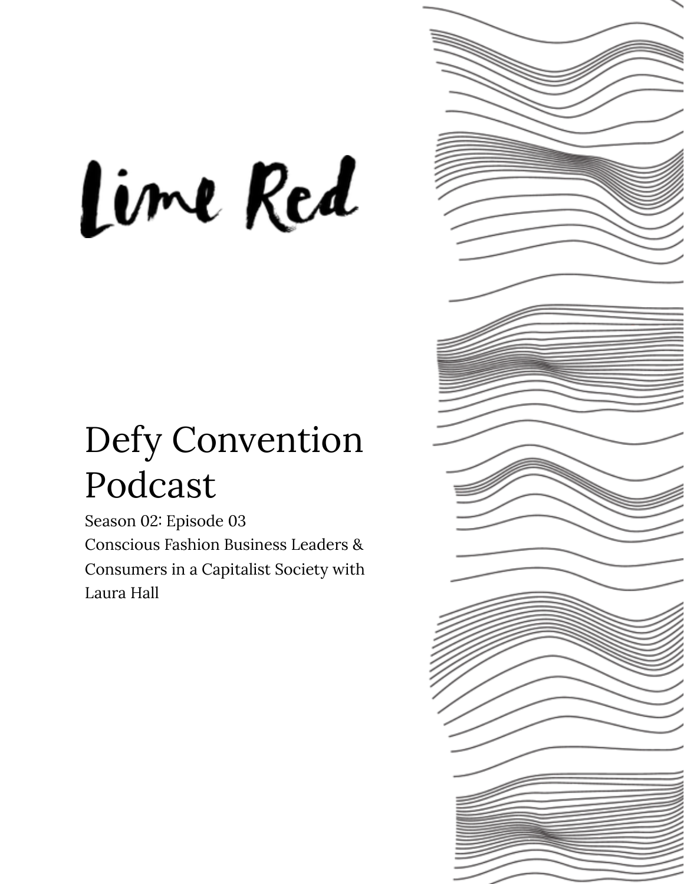Lime Red

# Defy Convention Podcast

Season 02: Episode 03

Conscious Fashion Business Leaders & Consumers in a Capitalist Society with Laura Hall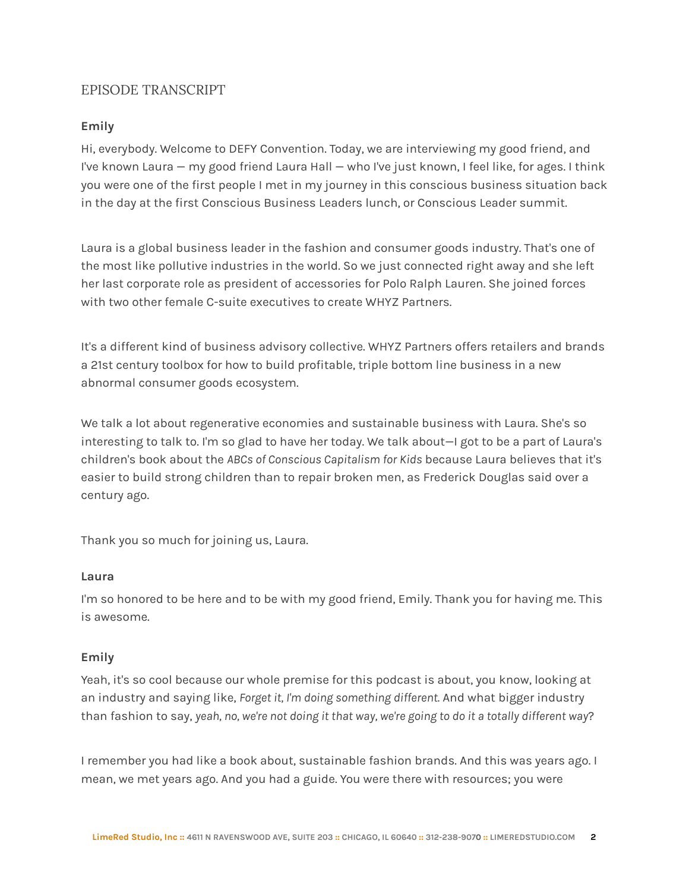## EPISODE TRANSCRIPT

**Emily**

Hi, everybody. Welcome to DEFY Convention. Today, we are interviewing my good friend, and I've known Laura — my good friend Laura Hall — who I've just known, I feel like, for ages. I think you were one of the first people I met in my journey in this conscious business situation back in the day at the first Conscious Business Leaders lunch, or Conscious Leader summit.

Laura is a global business leader in the fashion and consumer goods industry. That's one of the most like pollutive industries in the world. So we just connected right away and she left her last corporate role as president of accessories for Polo Ralph Lauren. She joined forces with two other female C-suite executives to create WHYZ Partners.

It's a different kind of business advisory collective. WHYZ Partners offers retailers and brands a 21st century toolbox for how to build profitable, triple bottom line business in a new abnormal consumer goods ecosystem.

We talk a lot about regenerative economies and sustainable business with Laura. She's so interesting to talk to. I'm so glad to have her today. We talk about—I got to be a part of Laura's children's book about the *ABCs of Conscious Capitalism for Kids* because Laura believes that it's easier to build strong children than to repair broken men, as Frederick Douglas said over a century ago.

Thank you so much for joining us, Laura.

**Laura**

I'm so honored to be here and to be with my good friend, Emily. Thank you for having me. This is awesome.

**Emily**

Yeah, it's so cool because our whole premise for this podcast is about, you know, looking at an industry and saying like, *Forget it, I'm doing something different.* And what bigger industry than fashion to say, *yeah, no, we're not doing it that way, we're going to do it a totally different way*?

I remember you had like a book about, sustainable fashion brands. And this was years ago. I mean, we met years ago. And you had a guide. You were there with resources; you were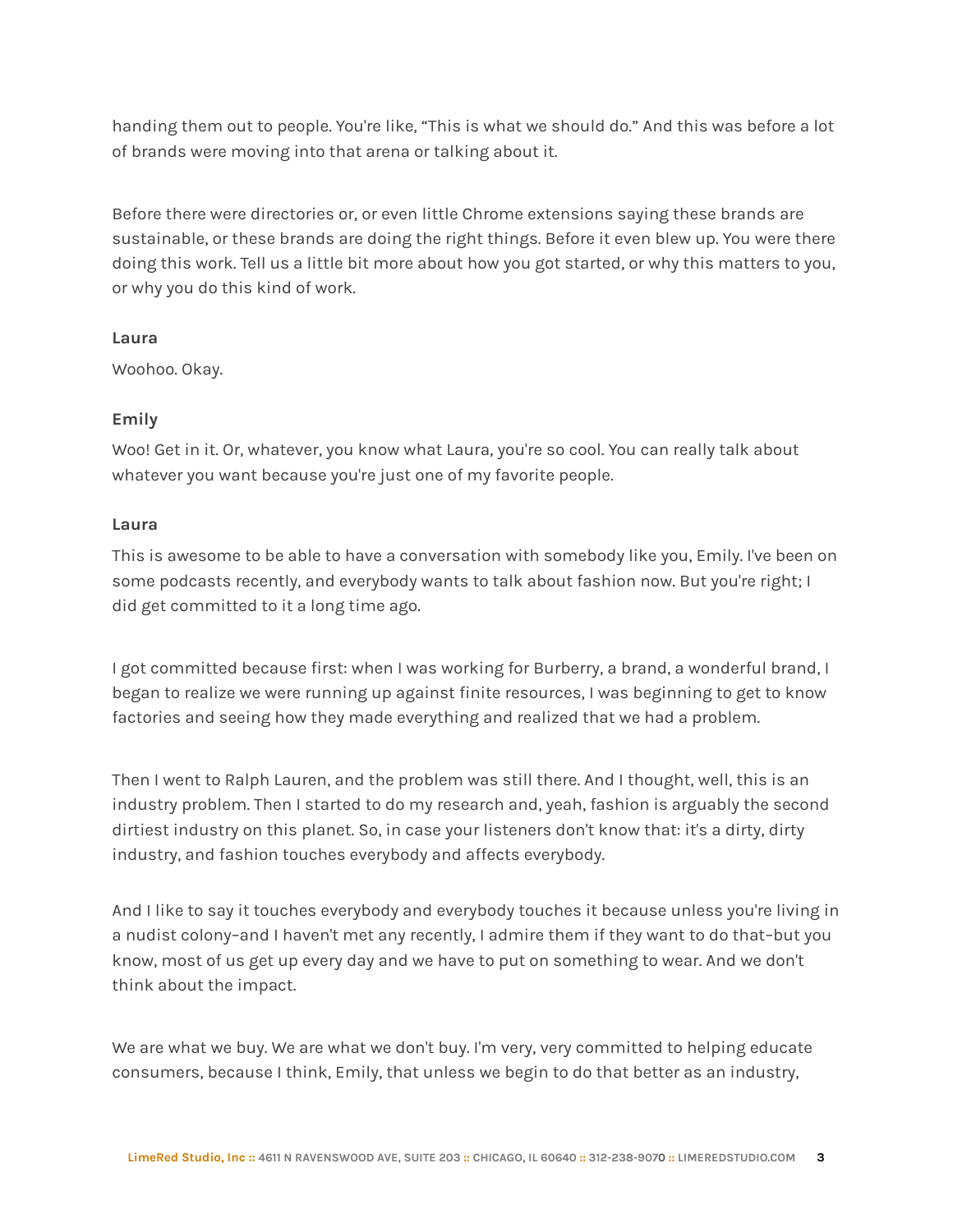handing them out to people. You're like, "This is what we should do." And this was before a lot of brands were moving into that arena or talking about it.

Before there were directories or, or even little Chrome extensions saying these brands are sustainable, or these brands are doing the right things. Before it even blew up. You were there doing this work. Tell us a little bit more about how you got started, or why this matters to you, or why you do this kind of work.

**Laura**

Woohoo. Okay.

**Emily**

Woo! Get in it. Or, whatever, you know what Laura, you're so cool. You can really talk about whatever you want because you're just one of my favorite people.

**Laura**

This is awesome to be able to have a conversation with somebody like you, Emily. I've been on some podcasts recently, and everybody wants to talk about fashion now. But you're right; I did get committed to it a long time ago.

I got committed because first: when I was working for Burberry, a brand, a wonderful brand, I began to realize we were running up against finite resources, I was beginning to get to know factories and seeing how they made everything and realized that we had a problem.

Then I went to Ralph Lauren, and the problem was still there. And I thought, well, this is an industry problem. Then I started to do my research and, yeah, fashion is arguably the second dirtiest industry on this planet. So, in case your listeners don't know that: it's a dirty, dirty industry, and fashion touches everybody and affects everybody.

And I like to say it touches everybody and everybody touches it because unless you're living in a nudist colony–and I haven't met any recently, I admire them if they want to do that–but you know, most of us get up every day and we have to put on something to wear. And we don't think about the impact.

We are what we buy. We are what we don't buy. I'm very, very committed to helping educate consumers, because I think, Emily, that unless we begin to do that better as an industry,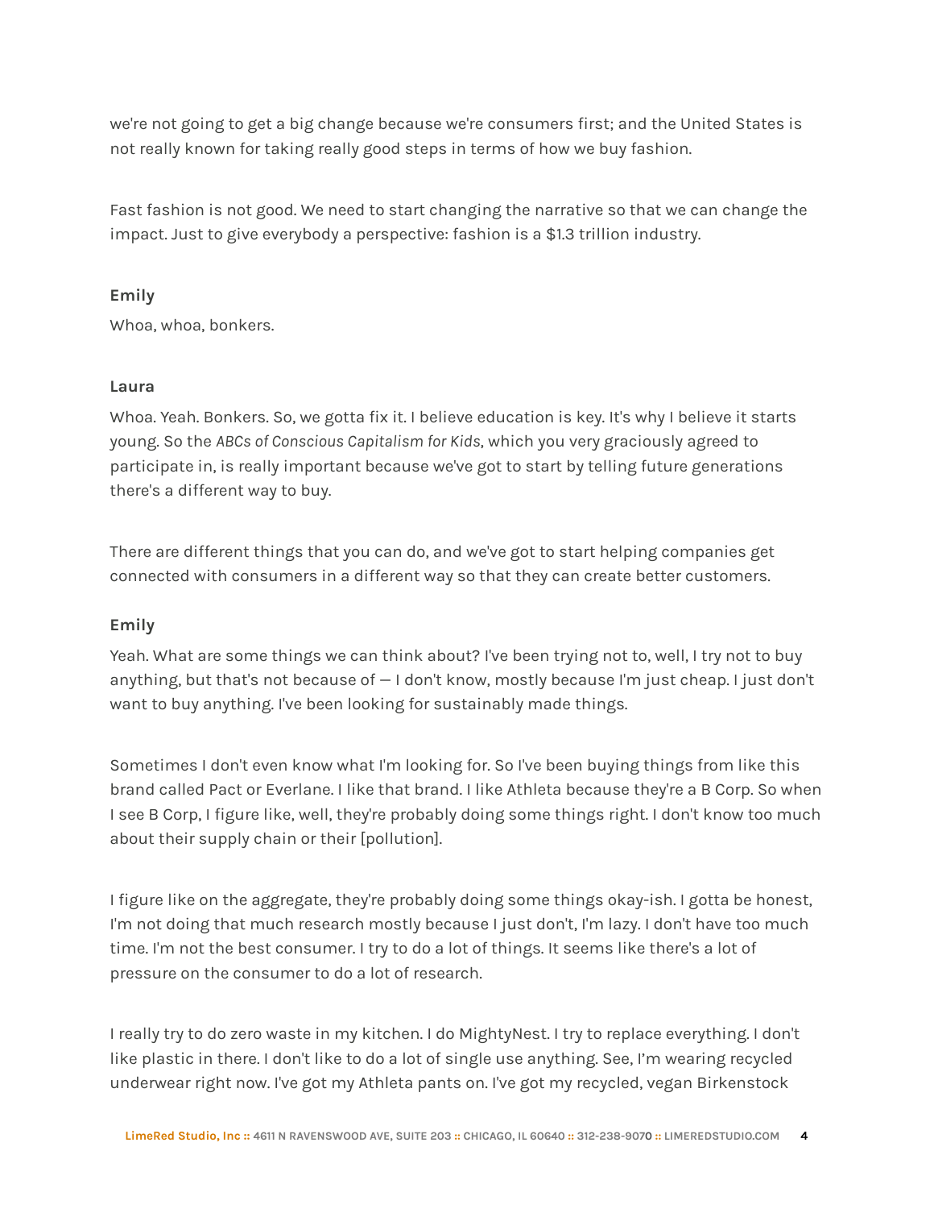we're not going to get a big change because we're consumers first; and the United States is not really known for taking really good steps in terms of how we buy fashion.

Fast fashion is not good. We need to start changing the narrative so that we can change the impact. Just to give everybody a perspective: fashion is a $1.3 trillion industry.

**Emily**

Whoa, whoa, bonkers.

**Laura**

Whoa. Yeah. Bonkers. So, we gotta fix it. I believe education is key. It's why I believe it starts young. So the *ABCs of Conscious Capitalism for Kids*, which you very graciously agreed to participate in, is really important because we've got to start by telling future generations there's a different way to buy.

There are different things that you can do, and we've got to start helping companies get connected with consumers in a different way so that they can create better customers.

**Emily**

Yeah. What are some things we can think about? I've been trying not to, well, I try not to buy anything, but that's not because of — I don't know, mostly because I'm just cheap. I just don't want to buy anything. I've been looking for sustainably made things.

Sometimes I don't even know what I'm looking for. So I've been buying things from like this brand called Pact or Everlane. I like that brand. I like Athleta because they're a B Corp. So when I see B Corp, I figure like, well, they're probably doing some things right. I don't know too much about their supply chain or their [pollution].

I figure like on the aggregate, they're probably doing some things okay-ish. I gotta be honest, I'm not doing that much research mostly because I just don't, I'm lazy. I don't have too much time. I'm not the best consumer. I try to do a lot of things. It seems like there's a lot of pressure on the consumer to do a lot of research.

I really try to do zero waste in my kitchen. I do MightyNest. I try to replace everything. I don't like plastic in there. I don't like to do a lot of single use anything. See, I'm wearing recycled underwear right now. I've got my Athleta pants on. I've got my recycled, vegan Birkenstock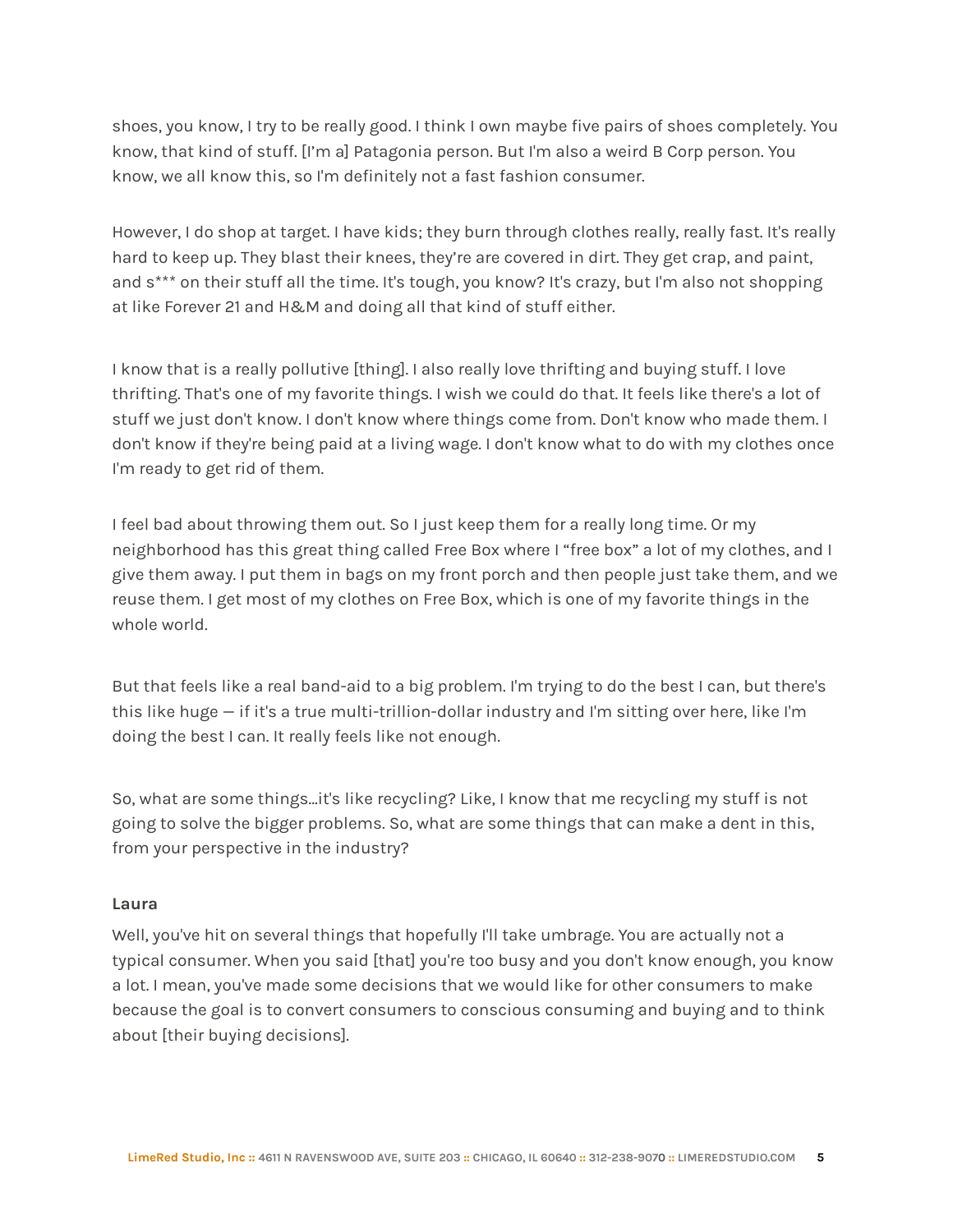shoes, you know, I try to be really good. I think I own maybe five pairs of shoes completely. You know, that kind of stuff. [I'm a] Patagonia person. But I'm also a weird B Corp person. You know, we all know this, so I'm definitely not a fast fashion consumer.

However, I do shop at target. I have kids; they burn through clothes really, really fast. It's really hard to keep up. They blast their knees, they're are covered in dirt. They get crap, and paint, and s*** on their stuff all the time. It's tough, you know? It's crazy, but I'm also not shopping at like Forever 21 and H&M and doing all that kind of stuff either.

I know that is a really pollutive [thing]. I also really love thrifting and buying stuff. I love thrifting. That's one of my favorite things. I wish we could do that. It feels like there's a lot of stuff we just don't know. I don't know where things come from. Don't know who made them. I don't know if they're being paid at a living wage. I don't know what to do with my clothes once I'm ready to get rid of them.

I feel bad about throwing them out. So I just keep them for a really long time. Or my neighborhood has this great thing called Free Box where I "free box" a lot of my clothes, and I give them away. I put them in bags on my front porch and then people just take them, and we reuse them. I get most of my clothes on Free Box, which is one of my favorite things in the whole world.

But that feels like a real band-aid to a big problem. I'm trying to do the best I can, but there's this like huge — if it's a true multi-trillion-dollar industry and I'm sitting over here, like I'm doing the best I can. It really feels like not enough.

So, what are some things...it's like recycling? Like, I know that me recycling my stuff is not going to solve the bigger problems. So, what are some things that can make a dent in this, from your perspective in the industry?

**Laura**

Well, you've hit on several things that hopefully I'll take umbrage. You are actually not a typical consumer. When you said [that] you're too busy and you don't know enough, you know a lot. I mean, you've made some decisions that we would like for other consumers to make because the goal is to convert consumers to conscious consuming and buying and to think about [their buying decisions].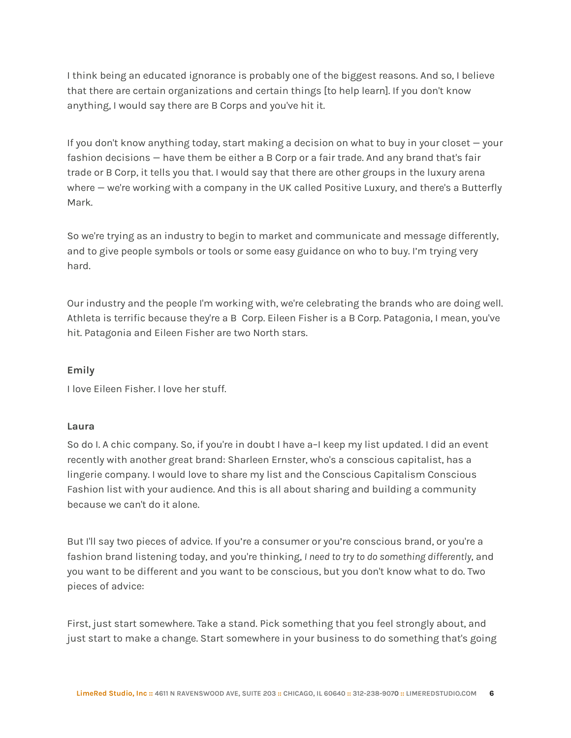I think being an educated ignorance is probably one of the biggest reasons. And so, I believe that there are certain organizations and certain things [to help learn]. If you don't know anything, I would say there are B Corps and you've hit it.

If you don't know anything today, start making a decision on what to buy in your closet — your fashion decisions — have them be either a B Corp or a fair trade. And any brand that's fair trade or B Corp, it tells you that. I would say that there are other groups in the luxury arena where — we're working with a company in the UK called Positive Luxury, and there's a Butterfly Mark.

So we're trying as an industry to begin to market and communicate and message differently, and to give people symbols or tools or some easy guidance on who to buy. I'm trying very hard.

Our industry and the people I'm working with, we're celebrating the brands who are doing well. Athleta is terrific because they're a B  Corp. Eileen Fisher is a B Corp. Patagonia, I mean, you've hit. Patagonia and Eileen Fisher are two North stars.

**Emily**

I love Eileen Fisher. I love her stuff.

**Laura**

So do I. A chic company. So, if you're in doubt I have a–I keep my list updated. I did an event recently with another great brand: Sharleen Ernster, who's a conscious capitalist, has a lingerie company. I would love to share my list and the Conscious Capitalism Conscious Fashion list with your audience. And this is all about sharing and building a community because we can't do it alone.

But I'll say two pieces of advice. If you're a consumer or you're conscious brand, or you're a fashion brand listening today, and you're thinking, *I need to try to do something differently*, and you want to be different and you want to be conscious, but you don't know what to do. Two pieces of advice:

First, just start somewhere. Take a stand. Pick something that you feel strongly about, and just start to make a change. Start somewhere in your business to do something that's going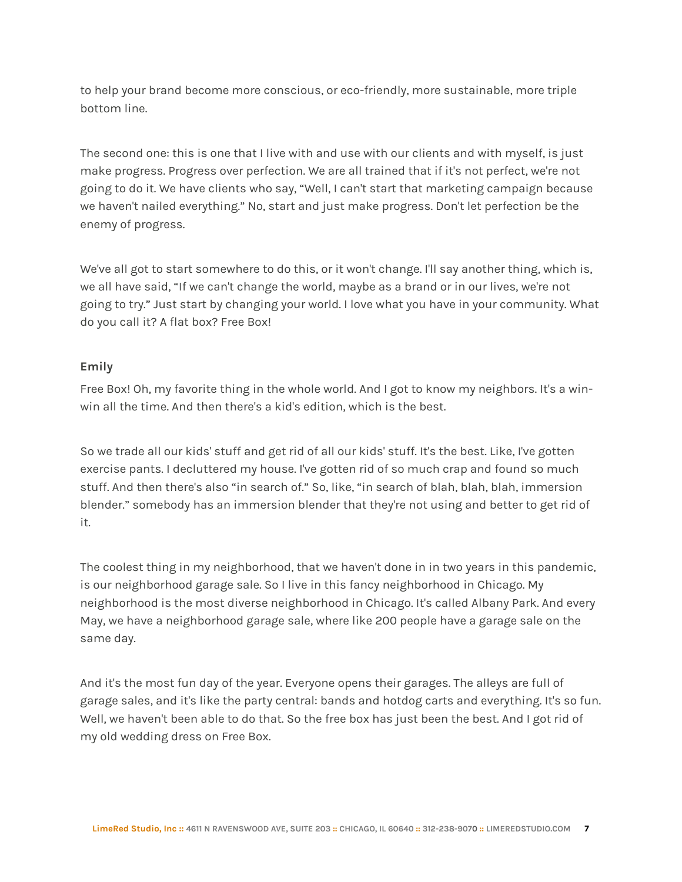to help your brand become more conscious, or eco-friendly, more sustainable, more triple bottom line.

The second one: this is one that I live with and use with our clients and with myself, is just make progress. Progress over perfection. We are all trained that if it's not perfect, we're not going to do it. We have clients who say, “Well, I can't start that marketing campaign because we haven't nailed everything.” No, start and just make progress. Don't let perfection be the enemy of progress.

We've all got to start somewhere to do this, or it won't change. I'll say another thing, which is, we all have said, “If we can't change the world, maybe as a brand or in our lives, we're not going to try.” Just start by changing your world. I love what you have in your community. What do you call it? A flat box? Free Box!

**Emily**

Free Box! Oh, my favorite thing in the whole world. And I got to know my neighbors. It's a win-win all the time. And then there's a kid's edition, which is the best.

So we trade all our kids' stuff and get rid of all our kids' stuff. It's the best. Like, I've gotten exercise pants. I decluttered my house. I've gotten rid of so much crap and found so much stuff. And then there's also “in search of.” So, like, “in search of blah, blah, blah, immersion blender.” somebody has an immersion blender that they're not using and better to get rid of it.

The coolest thing in my neighborhood, that we haven't done in in two years in this pandemic, is our neighborhood garage sale. So I live in this fancy neighborhood in Chicago. My neighborhood is the most diverse neighborhood in Chicago. It's called Albany Park. And every May, we have a neighborhood garage sale, where like 200 people have a garage sale on the same day.

And it's the most fun day of the year. Everyone opens their garages. The alleys are full of garage sales, and it's like the party central: bands and hotdog carts and everything. It's so fun. Well, we haven't been able to do that. So the free box has just been the best. And I got rid of my old wedding dress on Free Box.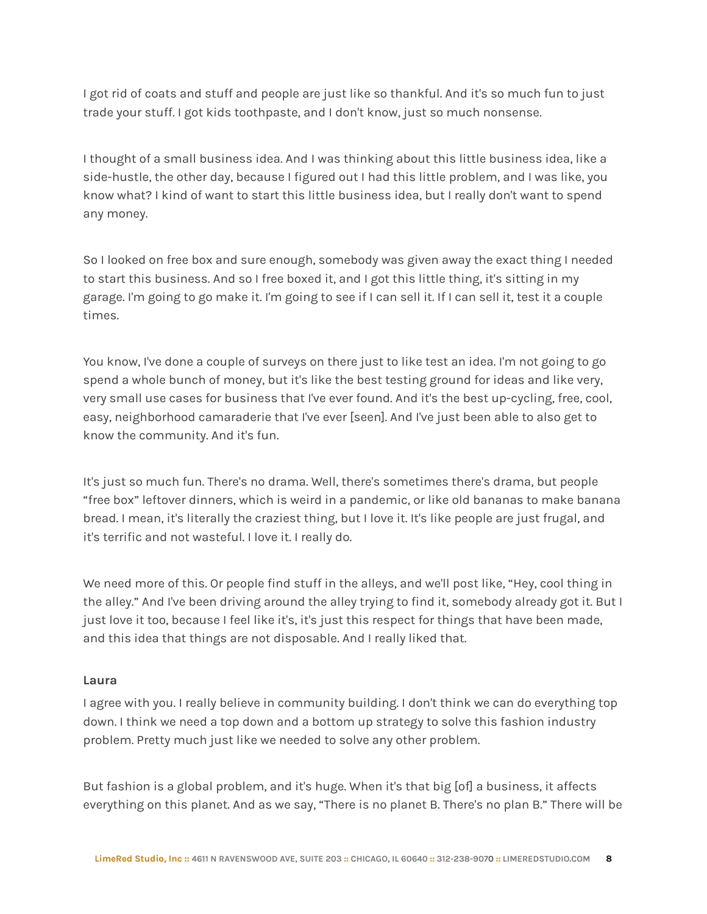I got rid of coats and stuff and people are just like so thankful. And it's so much fun to just trade your stuff. I got kids toothpaste, and I don't know, just so much nonsense.

I thought of a small business idea. And I was thinking about this little business idea, like a side-hustle, the other day, because I figured out I had this little problem, and I was like, you know what? I kind of want to start this little business idea, but I really don't want to spend any money.

So I looked on free box and sure enough, somebody was given away the exact thing I needed to start this business. And so I free boxed it, and I got this little thing, it's sitting in my garage. I'm going to go make it. I'm going to see if I can sell it. If I can sell it, test it a couple times.

You know, I've done a couple of surveys on there just to like test an idea. I'm not going to go spend a whole bunch of money, but it's like the best testing ground for ideas and like very, very small use cases for business that I've ever found. And it's the best up-cycling, free, cool, easy, neighborhood camaraderie that I've ever [seen]. And I've just been able to also get to know the community. And it's fun.

It's just so much fun. There's no drama. Well, there's sometimes there's drama, but people "free box" leftover dinners, which is weird in a pandemic, or like old bananas to make banana bread. I mean, it's literally the craziest thing, but I love it. It's like people are just frugal, and it's terrific and not wasteful. I love it. I really do.

We need more of this. Or people find stuff in the alleys, and we'll post like, "Hey, cool thing in the alley." And I've been driving around the alley trying to find it, somebody already got it. But I just love it too, because I feel like it's, it's just this respect for things that have been made, and this idea that things are not disposable. And I really liked that.

**Laura**

I agree with you. I really believe in community building. I don't think we can do everything top down. I think we need a top down and a bottom up strategy to solve this fashion industry problem. Pretty much just like we needed to solve any other problem.

But fashion is a global problem, and it's huge. When it's that big [of] a business, it affects everything on this planet. And as we say, "There is no planet B. There's no plan B." There will be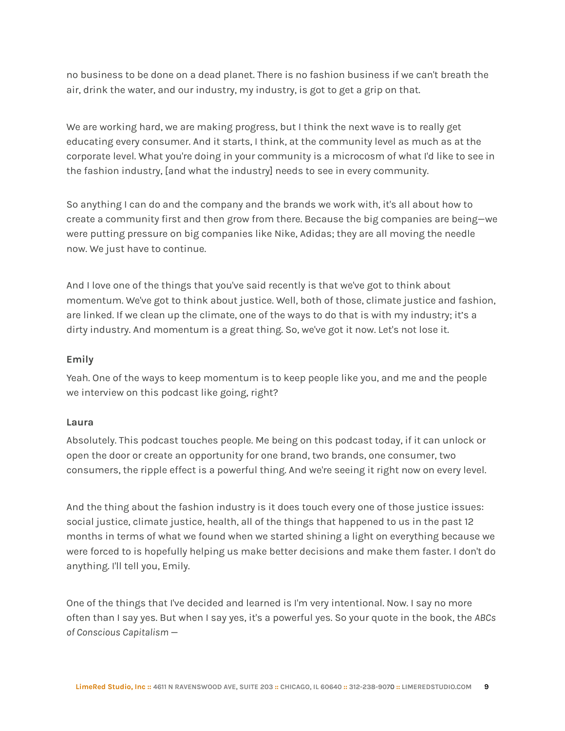no business to be done on a dead planet. There is no fashion business if we can't breath the air, drink the water, and our industry, my industry, is got to get a grip on that.

We are working hard, we are making progress, but I think the next wave is to really get educating every consumer. And it starts, I think, at the community level as much as at the corporate level. What you're doing in your community is a microcosm of what I'd like to see in the fashion industry, [and what the industry] needs to see in every community.

So anything I can do and the company and the brands we work with, it's all about how to create a community first and then grow from there. Because the big companies are being—we were putting pressure on big companies like Nike, Adidas; they are all moving the needle now. We just have to continue.

And I love one of the things that you've said recently is that we've got to think about momentum. We've got to think about justice. Well, both of those, climate justice and fashion, are linked. If we clean up the climate, one of the ways to do that is with my industry; it's a dirty industry. And momentum is a great thing. So, we've got it now. Let's not lose it.

**Emily**

Yeah. One of the ways to keep momentum is to keep people like you, and me and the people we interview on this podcast like going, right?

**Laura**

Absolutely. This podcast touches people. Me being on this podcast today, if it can unlock or open the door or create an opportunity for one brand, two brands, one consumer, two consumers, the ripple effect is a powerful thing. And we're seeing it right now on every level.

And the thing about the fashion industry is it does touch every one of those justice issues: social justice, climate justice, health, all of the things that happened to us in the past 12 months in terms of what we found when we started shining a light on everything because we were forced to is hopefully helping us make better decisions and make them faster. I don't do anything. I'll tell you, Emily.

One of the things that I've decided and learned is I'm very intentional. Now. I say no more often than I say yes. But when I say yes, it's a powerful yes. So your quote in the book, the *ABCs of Conscious Capitalism* —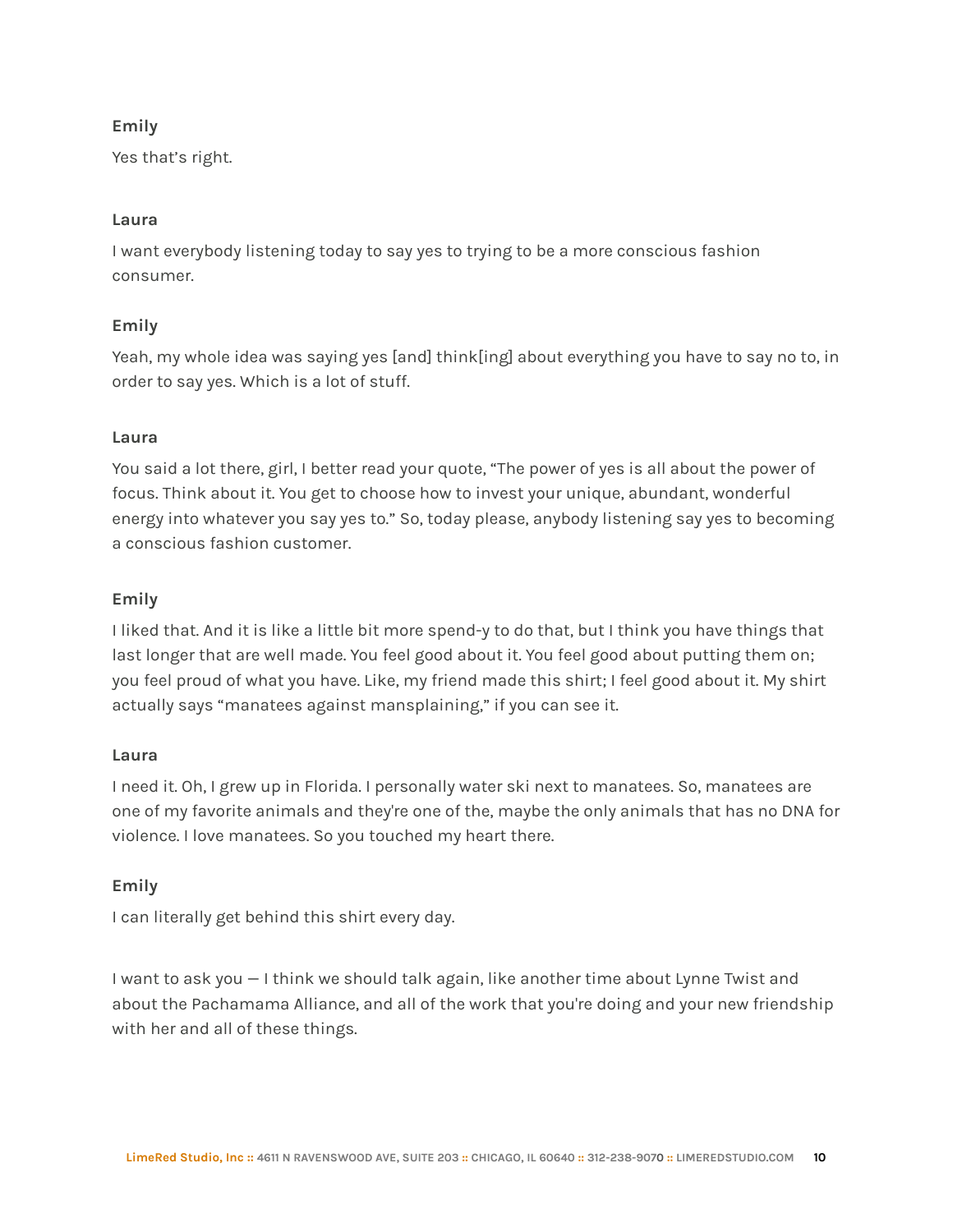**Emily**

Yes that's right.

**Laura**

I want everybody listening today to say yes to trying to be a more conscious fashion consumer.

**Emily**

Yeah, my whole idea was saying yes [and] think[ing] about everything you have to say no to, in order to say yes. Which is a lot of stuff.

**Laura**

You said a lot there, girl, I better read your quote, "The power of yes is all about the power of focus. Think about it. You get to choose how to invest your unique, abundant, wonderful energy into whatever you say yes to." So, today please, anybody listening say yes to becoming a conscious fashion customer.

**Emily**

I liked that. And it is like a little bit more spend-y to do that, but I think you have things that last longer that are well made. You feel good about it. You feel good about putting them on; you feel proud of what you have. Like, my friend made this shirt; I feel good about it. My shirt actually says "manatees against mansplaining," if you can see it.

**Laura**

I need it. Oh, I grew up in Florida. I personally water ski next to manatees. So, manatees are one of my favorite animals and they're one of the, maybe the only animals that has no DNA for violence. I love manatees. So you touched my heart there.

**Emily**

I can literally get behind this shirt every day.

I want to ask you — I think we should talk again, like another time about Lynne Twist and about the Pachamama Alliance, and all of the work that you're doing and your new friendship with her and all of these things.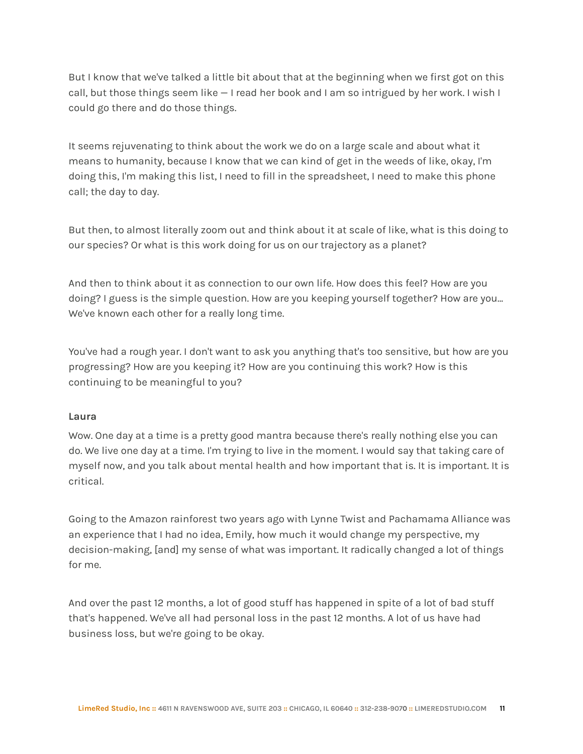But I know that we've talked a little bit about that at the beginning when we first got on this call, but those things seem like — I read her book and I am so intrigued by her work. I wish I could go there and do those things.

It seems rejuvenating to think about the work we do on a large scale and about what it means to humanity, because I know that we can kind of get in the weeds of like, okay, I'm doing this, I'm making this list, I need to fill in the spreadsheet, I need to make this phone call; the day to day.

But then, to almost literally zoom out and think about it at scale of like, what is this doing to our species? Or what is this work doing for us on our trajectory as a planet?

And then to think about it as connection to our own life. How does this feel? How are you doing? I guess is the simple question. How are you keeping yourself together? How are you... We've known each other for a really long time.

You've had a rough year. I don't want to ask you anything that's too sensitive, but how are you progressing? How are you keeping it? How are you continuing this work? How is this continuing to be meaningful to you?

**Laura**

Wow. One day at a time is a pretty good mantra because there's really nothing else you can do. We live one day at a time. I'm trying to live in the moment. I would say that taking care of myself now, and you talk about mental health and how important that is. It is important. It is critical.

Going to the Amazon rainforest two years ago with Lynne Twist and Pachamama Alliance was an experience that I had no idea, Emily, how much it would change my perspective, my decision-making, [and] my sense of what was important. It radically changed a lot of things for me.

And over the past 12 months, a lot of good stuff has happened in spite of a lot of bad stuff that's happened. We've all had personal loss in the past 12 months. A lot of us have had business loss, but we're going to be okay.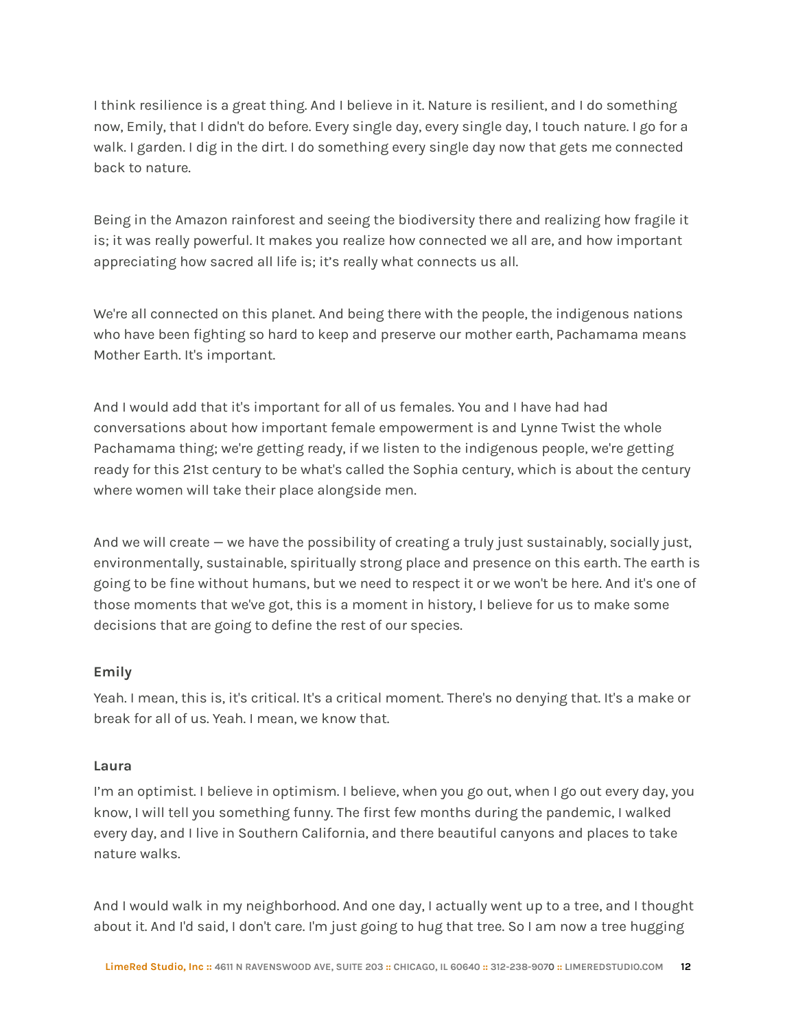I think resilience is a great thing. And I believe in it. Nature is resilient, and I do something now, Emily, that I didn't do before. Every single day, every single day, I touch nature. I go for a walk. I garden. I dig in the dirt. I do something every single day now that gets me connected back to nature.

Being in the Amazon rainforest and seeing the biodiversity there and realizing how fragile it is; it was really powerful. It makes you realize how connected we all are, and how important appreciating how sacred all life is; it's really what connects us all.

We're all connected on this planet. And being there with the people, the indigenous nations who have been fighting so hard to keep and preserve our mother earth, Pachamama means Mother Earth. It's important.

And I would add that it's important for all of us females. You and I have had had conversations about how important female empowerment is and Lynne Twist the whole Pachamama thing; we're getting ready, if we listen to the indigenous people, we're getting ready for this 21st century to be what's called the Sophia century, which is about the century where women will take their place alongside men.

And we will create — we have the possibility of creating a truly just sustainably, socially just, environmentally, sustainable, spiritually strong place and presence on this earth. The earth is going to be fine without humans, but we need to respect it or we won't be here. And it's one of those moments that we've got, this is a moment in history, I believe for us to make some decisions that are going to define the rest of our species.

**Emily**

Yeah. I mean, this is, it's critical. It's a critical moment. There's no denying that. It's a make or break for all of us. Yeah. I mean, we know that.

**Laura**

I'm an optimist. I believe in optimism. I believe, when you go out, when I go out every day, you know, I will tell you something funny. The first few months during the pandemic, I walked every day, and I live in Southern California, and there beautiful canyons and places to take nature walks.

And I would walk in my neighborhood. And one day, I actually went up to a tree, and I thought about it. And I'd said, I don't care. I'm just going to hug that tree. So I am now a tree hugging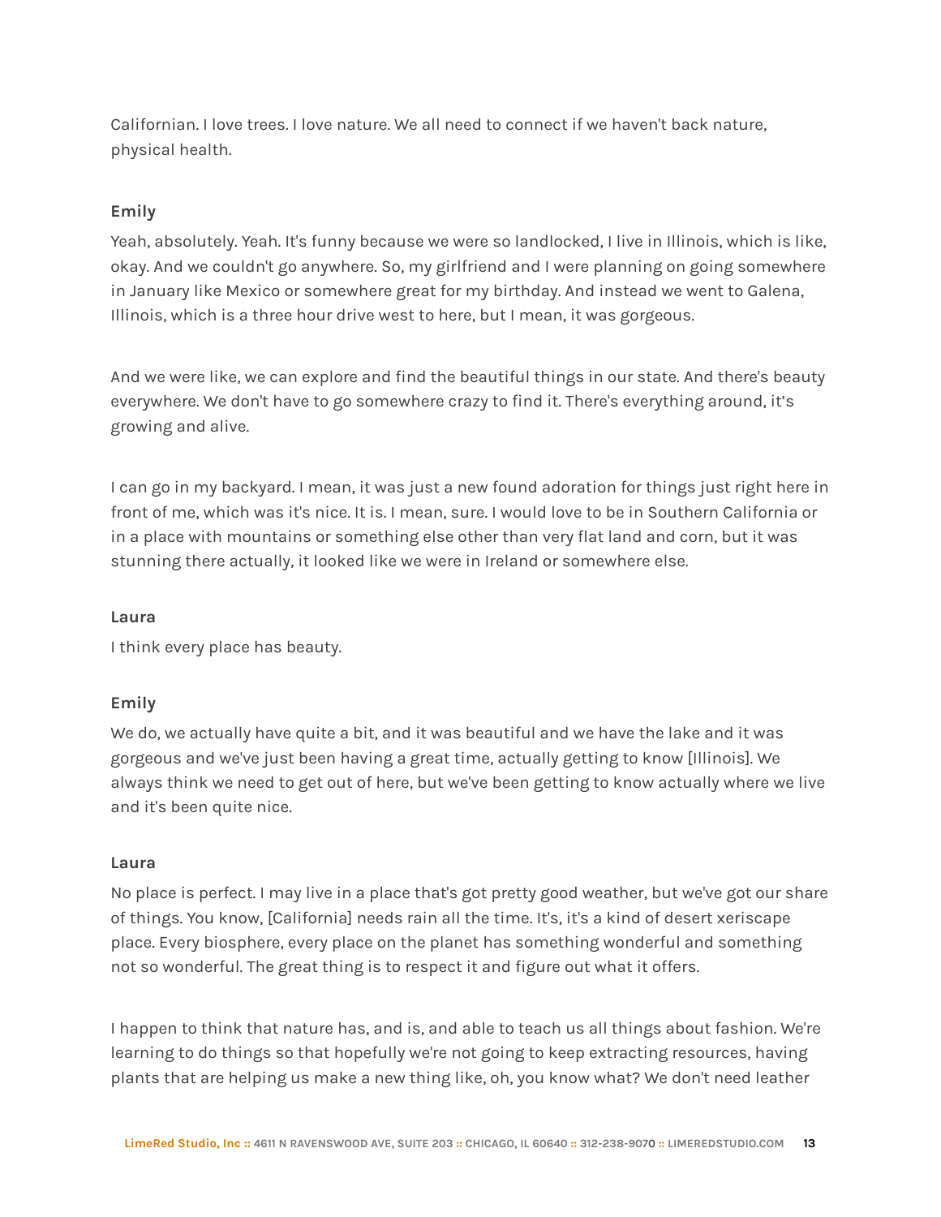Californian. I love trees. I love nature. We all need to connect if we haven't back nature, physical health.

**Emily**

Yeah, absolutely. Yeah. It's funny because we were so landlocked, I live in Illinois, which is like, okay. And we couldn't go anywhere. So, my girlfriend and I were planning on going somewhere in January like Mexico or somewhere great for my birthday. And instead we went to Galena, Illinois, which is a three hour drive west to here, but I mean, it was gorgeous.

And we were like, we can explore and find the beautiful things in our state. And there's beauty everywhere. We don't have to go somewhere crazy to find it. There's everything around, it's growing and alive.

I can go in my backyard. I mean, it was just a new found adoration for things just right here in front of me, which was it's nice. It is. I mean, sure. I would love to be in Southern California or in a place with mountains or something else other than very flat land and corn, but it was stunning there actually, it looked like we were in Ireland or somewhere else.

**Laura**

I think every place has beauty.

**Emily**

We do, we actually have quite a bit, and it was beautiful and we have the lake and it was gorgeous and we've just been having a great time, actually getting to know [Illinois]. We always think we need to get out of here, but we've been getting to know actually where we live and it's been quite nice.

**Laura**

No place is perfect. I may live in a place that's got pretty good weather, but we've got our share of things. You know, [California] needs rain all the time. It's, it's a kind of desert xeriscape place. Every biosphere, every place on the planet has something wonderful and something not so wonderful. The great thing is to respect it and figure out what it offers.

I happen to think that nature has, and is, and able to teach us all things about fashion. We're learning to do things so that hopefully we're not going to keep extracting resources, having plants that are helping us make a new thing like, oh, you know what? We don't need leather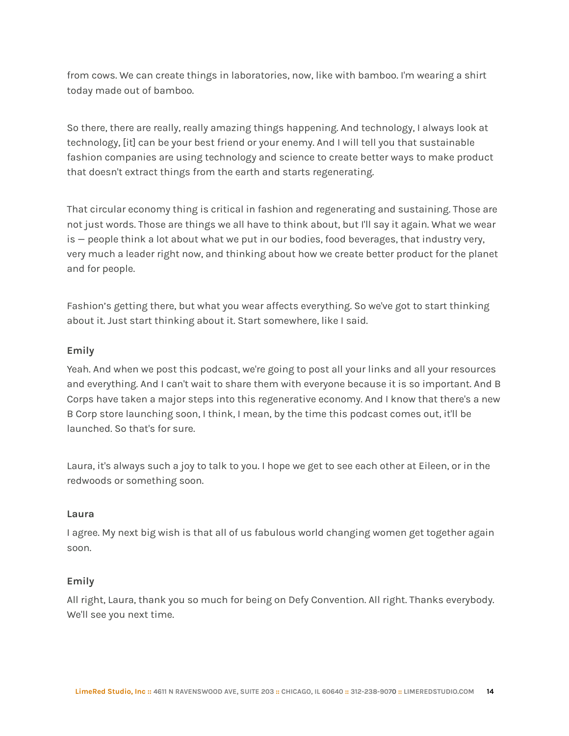from cows. We can create things in laboratories, now, like with bamboo. I'm wearing a shirt today made out of bamboo.

So there, there are really, really amazing things happening. And technology, I always look at technology, [it] can be your best friend or your enemy. And I will tell you that sustainable fashion companies are using technology and science to create better ways to make product that doesn't extract things from the earth and starts regenerating.

That circular economy thing is critical in fashion and regenerating and sustaining. Those are not just words. Those are things we all have to think about, but I'll say it again. What we wear is — people think a lot about what we put in our bodies, food beverages, that industry very, very much a leader right now, and thinking about how we create better product for the planet and for people.

Fashion's getting there, but what you wear affects everything. So we've got to start thinking about it. Just start thinking about it. Start somewhere, like I said.

**Emily**

Yeah. And when we post this podcast, we're going to post all your links and all your resources and everything. And I can't wait to share them with everyone because it is so important. And B Corps have taken a major steps into this regenerative economy. And I know that there's a new B Corp store launching soon, I think, I mean, by the time this podcast comes out, it'll be launched. So that's for sure.

Laura, it's always such a joy to talk to you. I hope we get to see each other at Eileen, or in the redwoods or something soon.

**Laura**

I agree. My next big wish is that all of us fabulous world changing women get together again soon.

**Emily**

All right, Laura, thank you so much for being on Defy Convention. All right. Thanks everybody. We'll see you next time.